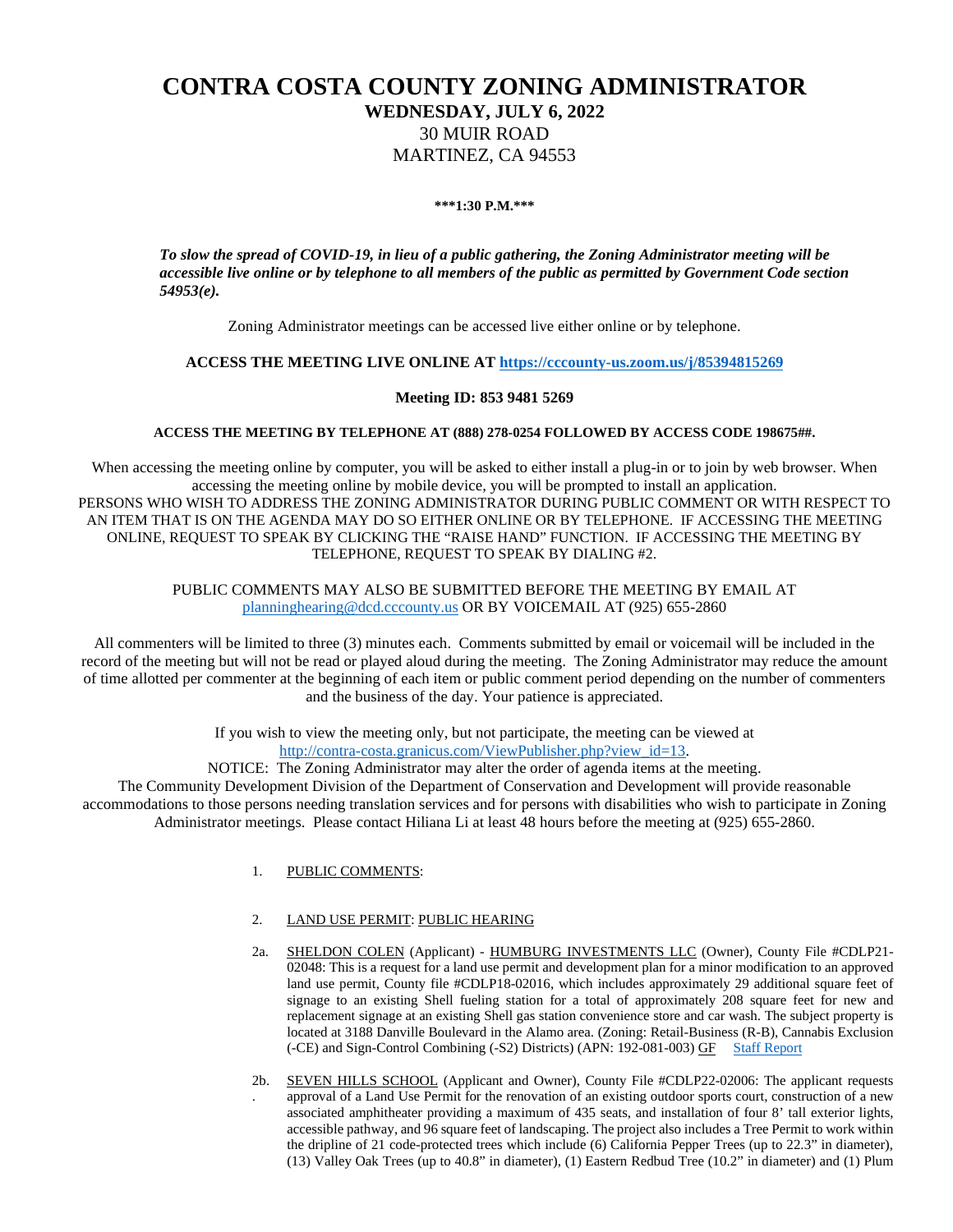# CONTRA COSTA COUNTY ZONING ADMINISTRATOR

## WEDNESDAY, JULY 6, 2022

30 MUIR ROAD
MARTINEZ, CA 94553

**\*\*\*1:30 P.M.\*\*\***

***To slow the spread of COVID-19, in lieu of a public gathering, the Zoning Administrator meeting will be accessible live online or by telephone to all members of the public as permitted by Government Code section 54953(e).***

Zoning Administrator meetings can be accessed live either online or by telephone.

**ACCESS THE MEETING LIVE ONLINE AT [https://cccounty-us.zoom.us/j/85394815269](https://cccounty-us.zoom.us/j/85394815269)**

**Meeting ID: 853 9481 5269**

**ACCESS THE MEETING BY TELEPHONE AT (888) 278-0254 FOLLOWED BY ACCESS CODE 198675##.**

When accessing the meeting online by computer, you will be asked to either install a plug-in or to join by web browser. When accessing the meeting online by mobile device, you will be prompted to install an application. PERSONS WHO WISH TO ADDRESS THE ZONING ADMINISTRATOR DURING PUBLIC COMMENT OR WITH RESPECT TO AN ITEM THAT IS ON THE AGENDA MAY DO SO EITHER ONLINE OR BY TELEPHONE. IF ACCESSING THE MEETING ONLINE, REQUEST TO SPEAK BY CLICKING THE "RAISE HAND" FUNCTION. IF ACCESSING THE MEETING BY TELEPHONE, REQUEST TO SPEAK BY DIALING #2.

PUBLIC COMMENTS MAY ALSO BE SUBMITTED BEFORE THE MEETING BY EMAIL AT [planninghearing@dcd.cccounty.us](mailto:planninghearing@dcd.cccounty.us) OR BY VOICEMAIL AT (925) 655-2860

All commenters will be limited to three (3) minutes each. Comments submitted by email or voicemail will be included in the record of the meeting but will not be read or played aloud during the meeting. The Zoning Administrator may reduce the amount of time allotted per commenter at the beginning of each item or public comment period depending on the number of commenters and the business of the day. Your patience is appreciated.

If you wish to view the meeting only, but not participate, the meeting can be viewed at [http://contra-costa.granicus.com/ViewPublisher.php?view_id=13](http://contra-costa.granicus.com/ViewPublisher.php?view_id=13).

NOTICE: The Zoning Administrator may alter the order of agenda items at the meeting.

The Community Development Division of the Department of Conservation and Development will provide reasonable accommodations to those persons needing translation services and for persons with disabilities who wish to participate in Zoning Administrator meetings. Please contact Hiliana Li at least 48 hours before the meeting at (925) 655-2860.

1. PUBLIC COMMENTS:

2. LAND USE PERMIT: PUBLIC HEARING

2a. SHELDON COLEN (Applicant) - HUMBURG INVESTMENTS LLC (Owner), County File #CDLP21-02048: This is a request for a land use permit and development plan for a minor modification to an approved land use permit, County file #CDLP18-02016, which includes approximately 29 additional square feet of signage to an existing Shell fueling station for a total of approximately 208 square feet for new and replacement signage at an existing Shell gas station convenience store and car wash. The subject property is located at 3188 Danville Boulevard in the Alamo area. (Zoning: Retail-Business (R-B), Cannabis Exclusion (-CE) and Sign-Control Combining (-S2) Districts) (APN: 192-081-003) GF Staff Report

2b. SEVEN HILLS SCHOOL (Applicant and Owner), County File #CDLP22-02006: The applicant requests approval of a Land Use Permit for the renovation of an existing outdoor sports court, construction of a new associated amphitheater providing a maximum of 435 seats, and installation of four 8' tall exterior lights, accessible pathway, and 96 square feet of landscaping. The project also includes a Tree Permit to work within the dripline of 21 code-protected trees which include (6) California Pepper Trees (up to 22.3" in diameter), (13) Valley Oak Trees (up to 40.8" in diameter), (1) Eastern Redbud Tree (10.2" in diameter) and (1) Plum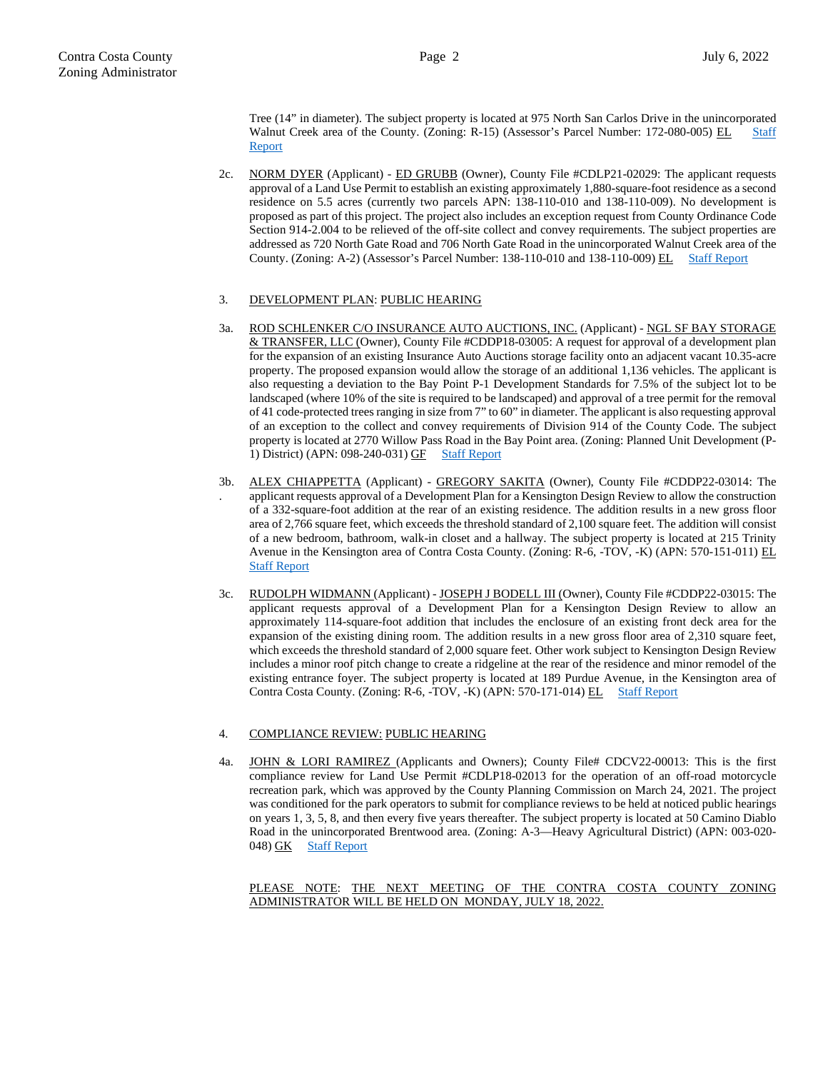Tree (14" in diameter). The subject property is located at 975 North San Carlos Drive in the unincorporated Walnut Creek area of the County. (Zoning: R-15) (Assessor's Parcel Number: 172-080-005) EL Staff Report

2c. NORM DYER (Applicant) - ED GRUBB (Owner), County File #CDLP21-02029: The applicant requests approval of a Land Use Permit to establish an existing approximately 1,880-square-foot residence as a second residence on 5.5 acres (currently two parcels APN: 138-110-010 and 138-110-009). No development is proposed as part of this project. The project also includes an exception request from County Ordinance Code Section 914-2.004 to be relieved of the off-site collect and convey requirements. The subject properties are addressed as 720 North Gate Road and 706 North Gate Road in the unincorporated Walnut Creek area of the County. (Zoning: A-2) (Assessor's Parcel Number: 138-110-010 and 138-110-009) EL Staff Report

3. DEVELOPMENT PLAN: PUBLIC HEARING

3a. ROD SCHLENKER C/O INSURANCE AUTO AUCTIONS, INC. (Applicant) - NGL SF BAY STORAGE & TRANSFER, LLC (Owner), County File #CDDP18-03005: A request for approval of a development plan for the expansion of an existing Insurance Auto Auctions storage facility onto an adjacent vacant 10.35-acre property. The proposed expansion would allow the storage of an additional 1,136 vehicles. The applicant is also requesting a deviation to the Bay Point P-1 Development Standards for 7.5% of the subject lot to be landscaped (where 10% of the site is required to be landscaped) and approval of a tree permit for the removal of 41 code-protected trees ranging in size from 7" to 60" in diameter. The applicant is also requesting approval of an exception to the collect and convey requirements of Division 914 of the County Code. The subject property is located at 2770 Willow Pass Road in the Bay Point area. (Zoning: Planned Unit Development (P-1) District) (APN: 098-240-031) GF Staff Report

3b. ALEX CHIAPPETTA (Applicant) - GREGORY SAKITA (Owner), County File #CDDP22-03014: The applicant requests approval of a Development Plan for a Kensington Design Review to allow the construction of a 332-square-foot addition at the rear of an existing residence. The addition results in a new gross floor area of 2,766 square feet, which exceeds the threshold standard of 2,100 square feet. The addition will consist of a new bedroom, bathroom, walk-in closet and a hallway. The subject property is located at 215 Trinity Avenue in the Kensington area of Contra Costa County. (Zoning: R-6, -TOV, -K) (APN: 570-151-011) EL Staff Report

3c. RUDOLPH WIDMANN (Applicant) - JOSEPH J BODELL III (Owner), County File #CDDP22-03015: The applicant requests approval of a Development Plan for a Kensington Design Review to allow an approximately 114-square-foot addition that includes the enclosure of an existing front deck area for the expansion of the existing dining room. The addition results in a new gross floor area of 2,310 square feet, which exceeds the threshold standard of 2,000 square feet. Other work subject to Kensington Design Review includes a minor roof pitch change to create a ridgeline at the rear of the residence and minor remodel of the existing entrance foyer. The subject property is located at 189 Purdue Avenue, in the Kensington area of Contra Costa County. (Zoning: R-6, -TOV, -K) (APN: 570-171-014) EL Staff Report

4. COMPLIANCE REVIEW: PUBLIC HEARING

4a. JOHN & LORI RAMIREZ (Applicants and Owners); County File# CDCV22-00013: This is the first compliance review for Land Use Permit #CDLP18-02013 for the operation of an off-road motorcycle recreation park, which was approved by the County Planning Commission on March 24, 2021. The project was conditioned for the park operators to submit for compliance reviews to be held at noticed public hearings on years 1, 3, 5, 8, and then every five years thereafter. The subject property is located at 50 Camino Diablo Road in the unincorporated Brentwood area. (Zoning: A-3—Heavy Agricultural District) (APN: 003-020-048) GK Staff Report

PLEASE NOTE: THE NEXT MEETING OF THE CONTRA COSTA COUNTY ZONING ADMINISTRATOR WILL BE HELD ON MONDAY, JULY 18, 2022.